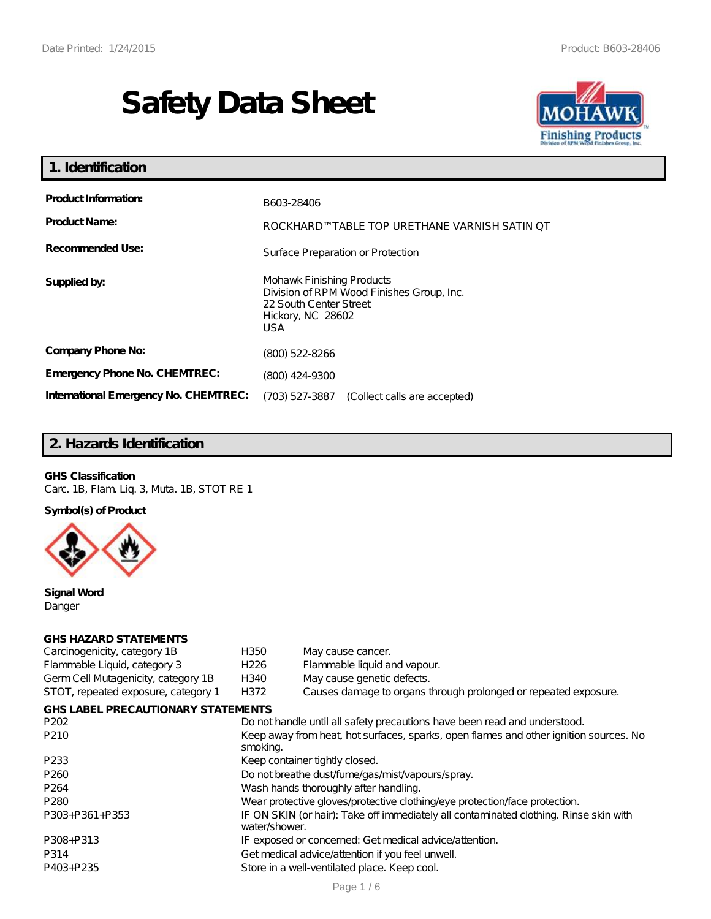# Safety Data Sheet

## 1. Identification

| | |
|---|---|
| **Product Information:** | B603-28406 |
| **Product Name:** | ROCKHARD™ TABLE TOP URETHANE VARNISH SATIN QT |
| **Recommended Use:** | Surface Preparation or Protection |
| **Supplied by:** | Mohawk Finishing Products<br>Division of RPM Wood Finishes Group, Inc.<br>22 South Center Street<br>Hickory, NC 28602<br>USA |
| **Company Phone No:** | (800) 522-8266 |
| **Emergency Phone No. CHEMTREC:** | (800) 424-9300 |
| **International Emergency No. CHEMTREC:** | (703) 527-3887 (Collect calls are accepted) |

## 2. Hazards Identification

**GHS Classification**

Carc. 1B, Flam. Liq. 3, Muta. 1B, STOT RE 1

**Symbol(s) of Product**

**Signal Word**

Danger

**GHS HAZARD STATEMENTS**

| | | |
|---|---|---|
| Carcinogenicity, category 1B | H350 | May cause cancer. |
| Flammable Liquid, category 3 | H226 | Flammable liquid and vapour. |
| Germ Cell Mutagenicity, category 1B | H340 | May cause genetic defects. |
| STOT, repeated exposure, category 1 | H372 | Causes damage to organs through prolonged or repeated exposure. |

**GHS LABEL PRECAUTIONARY STATEMENTS**

| | |
|---|---|
| P202 | Do not handle until all safety precautions have been read and understood. |
| P210 | Keep away from heat, hot surfaces, sparks, open flames and other ignition sources. No smoking. |
| P233 | Keep container tightly closed. |
| P260 | Do not breathe dust/fume/gas/mist/vapours/spray. |
| P264 | Wash hands thoroughly after handling. |
| P280 | Wear protective gloves/protective clothing/eye protection/face protection. |
| P303+P361+P353 | IF ON SKIN (or hair): Take off immediately all contaminated clothing. Rinse skin with water/shower. |
| P308+P313 | IF exposed or concerned: Get medical advice/attention. |
| P314 | Get medical advice/attention if you feel unwell. |
| P403+P235 | Store in a well-ventilated place. Keep cool. |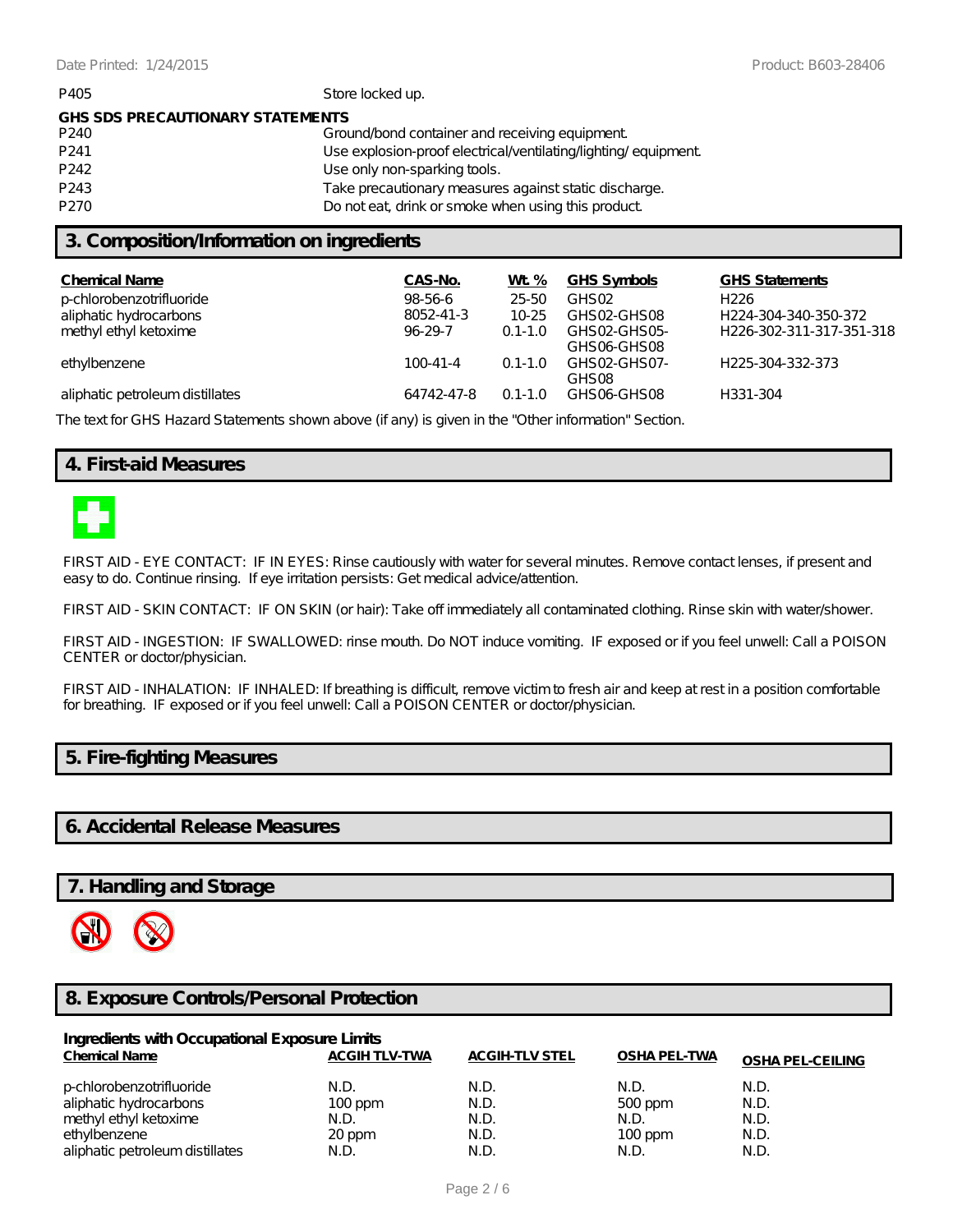| | |
|---|---|
| P405 | Store locked up. |

**GHS SDS PRECAUTIONARY STATEMENTS**

| | |
|---|---|
| P240 | Ground/bond container and receiving equipment. |
| P241 | Use explosion-proof electrical/ventilating/lighting/ equipment. |
| P242 | Use only non-sparking tools. |
| P243 | Take precautionary measures against static discharge. |
| P270 | Do not eat, drink or smoke when using this product. |

## 3. Composition/Information on ingredients

| Chemical Name | CAS-No. | Wt. % | GHS Symbols | GHS Statements |
|---|---|---|---|---|
| p-chlorobenzotrifluoride | 98-56-6 | 25-50 | GHS02 | H226 |
| aliphatic hydrocarbons | 8052-41-3 | 10-25 | GHS02-GHS08 | H224-304-340-350-372 |
| methyl ethyl ketoxime | 96-29-7 | 0.1-1.0 | GHS02-GHS05-GHS06-GHS08 | H226-302-311-317-351-318 |
| ethylbenzene | 100-41-4 | 0.1-1.0 | GHS02-GHS07-GHS08 | H225-304-332-373 |
| aliphatic petroleum distillates | 64742-47-8 | 0.1-1.0 | GHS06-GHS08 | H331-304 |

The text for GHS Hazard Statements shown above (if any) is given in the "Other information" Section.

## 4. First-aid Measures

FIRST AID - EYE CONTACT: IF IN EYES: Rinse cautiously with water for several minutes. Remove contact lenses, if present and easy to do. Continue rinsing. If eye irritation persists: Get medical advice/attention.

FIRST AID - SKIN CONTACT: IF ON SKIN (or hair): Take off immediately all contaminated clothing. Rinse skin with water/shower.

FIRST AID - INGESTION: IF SWALLOWED: rinse mouth. Do NOT induce vomiting. IF exposed or if you feel unwell: Call a POISON CENTER or doctor/physician.

FIRST AID - INHALATION: IF INHALED: If breathing is difficult, remove victim to fresh air and keep at rest in a position comfortable for breathing. IF exposed or if you feel unwell: Call a POISON CENTER or doctor/physician.

## 5. Fire-fighting Measures

## 6. Accidental Release Measures

## 7. Handling and Storage

## 8. Exposure Controls/Personal Protection

**Ingredients with Occupational Exposure Limits**

| Chemical Name | ACGIH TLV-TWA | ACGIH-TLV STEL | OSHA PEL-TWA | OSHA PEL-CEILING |
|---|---|---|---|---|
| p-chlorobenzotrifluoride | N.D. | N.D. | N.D. | N.D. |
| aliphatic hydrocarbons | 100 ppm | N.D. | 500 ppm | N.D. |
| methyl ethyl ketoxime | N.D. | N.D. | N.D. | N.D. |
| ethylbenzene | 20 ppm | N.D. | 100 ppm | N.D. |
| aliphatic petroleum distillates | N.D. | N.D. | N.D. | N.D. |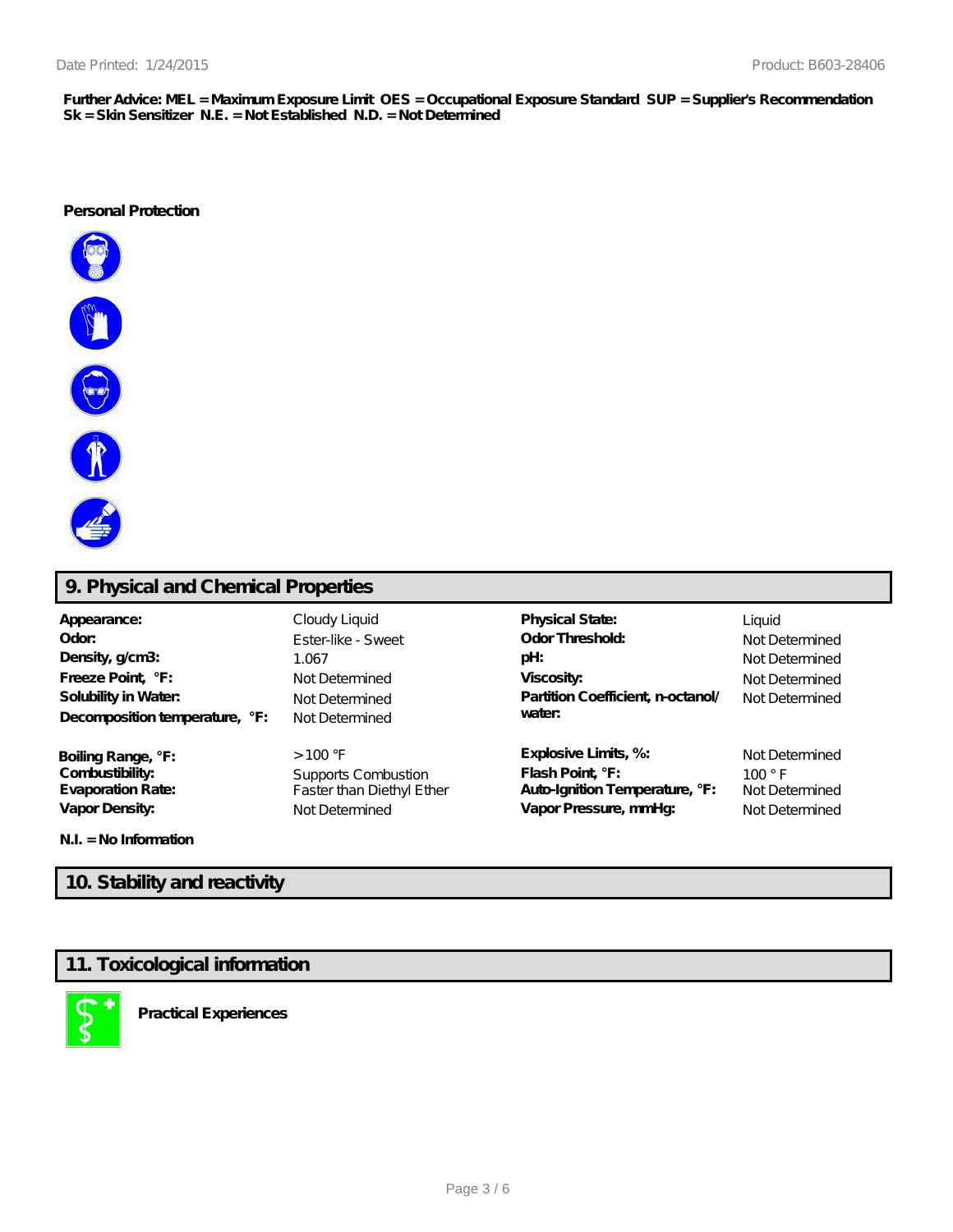**Further Advice: MEL = Maximum Exposure Limit OES = Occupational Exposure Standard SUP = Supplier's Recommendation Sk = Skin Sensitizer N.E. = Not Established N.D. = Not Determined**

**Personal Protection**

## 9. Physical and Chemical Properties

| | | | |
|---|---|---|---|
| **Appearance:** | Cloudy Liquid | **Physical State:** | Liquid |
| **Odor:** | Ester-like - Sweet | **Odor Threshold:** | Not Determined |
| **Density, g/cm3:** | 1.067 | **pH:** | Not Determined |
| **Freeze Point, °F:** | Not Determined | **Viscosity:** | Not Determined |
| **Solubility in Water:** | Not Determined | **Partition Coefficient, n-octanol/ water:** | Not Determined |
| **Decomposition temperature, °F:** | Not Determined | | |
| **Boiling Range, °F:** | > 100 °F | **Explosive Limits, %:** | Not Determined |
| **Combustibility:** | Supports Combustion | **Flash Point, °F:** | 100 ° F |
| **Evaporation Rate:** | Faster than Diethyl Ether | **Auto-Ignition Temperature, °F:** | Not Determined |
| **Vapor Density:** | Not Determined | **Vapor Pressure, mmHg:** | Not Determined |

**N.I. = No Information**

## 10. Stability and reactivity

## 11. Toxicological information

**Practical Experiences**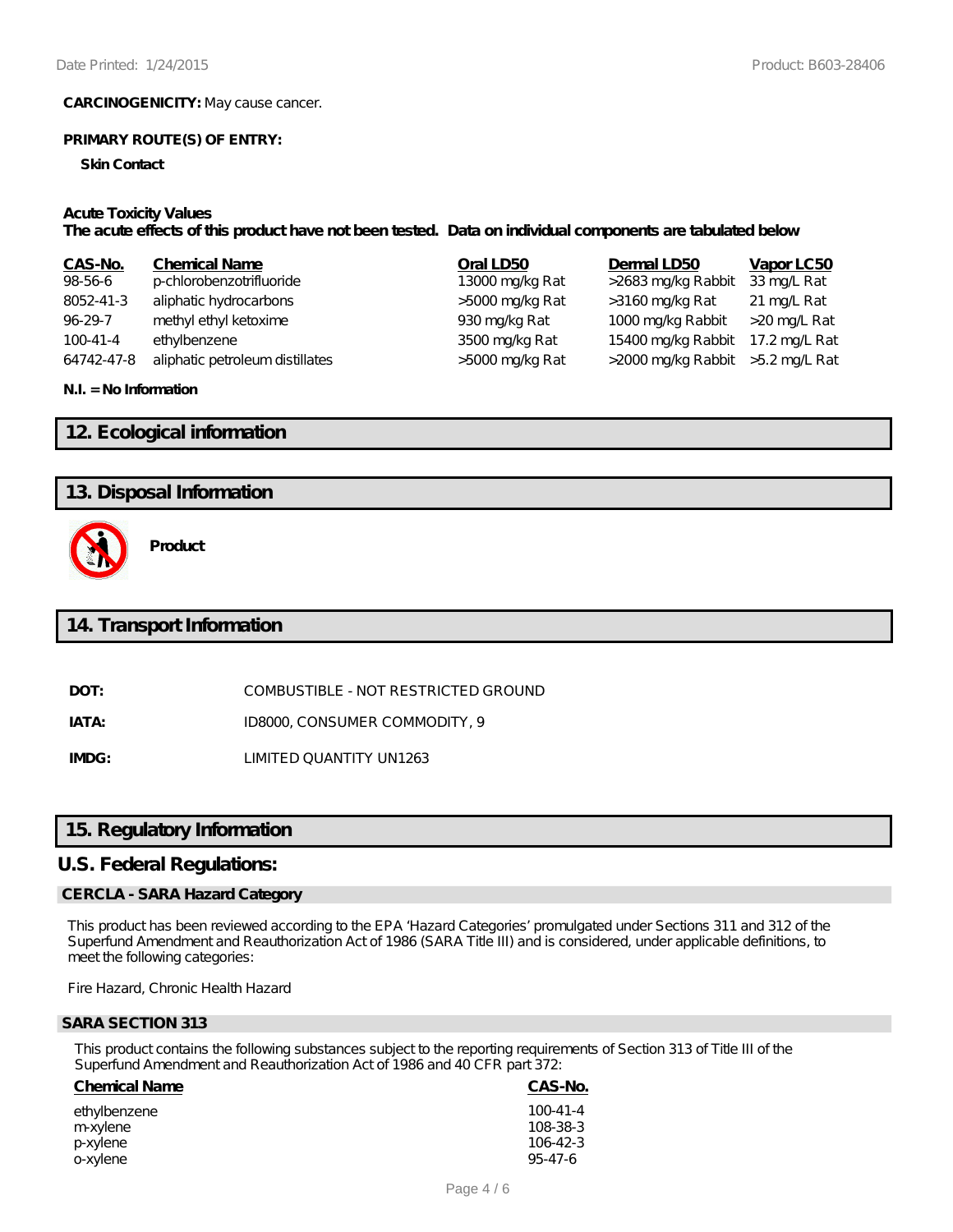**CARCINOGENICITY:** May cause cancer.

**PRIMARY ROUTE(S) OF ENTRY:**

**Skin Contact**

**Acute Toxicity Values**
**The acute effects of this product have not been tested. Data on individual components are tabulated below**

| CAS-No. | Chemical Name | Oral LD50 | Dermal LD50 | Vapor LC50 |
|---|---|---|---|---|
| 98-56-6 | p-chlorobenzotrifluoride | 13000 mg/kg Rat | >2683 mg/kg Rabbit | 33 mg/L Rat |
| 8052-41-3 | aliphatic hydrocarbons | >5000 mg/kg Rat | >3160 mg/kg Rat | 21 mg/L Rat |
| 96-29-7 | methyl ethyl ketoxime | 930 mg/kg Rat | 1000 mg/kg Rabbit | >20 mg/L Rat |
| 100-41-4 | ethylbenzene | 3500 mg/kg Rat | 15400 mg/kg Rabbit | 17.2 mg/L Rat |
| 64742-47-8 | aliphatic petroleum distillates | >5000 mg/kg Rat | >2000 mg/kg Rabbit | >5.2 mg/L Rat |

**N.I. = No Information**

## 12. Ecological information

## 13. Disposal Information

**Product**

## 14. Transport Information

**DOT:** COMBUSTIBLE - NOT RESTRICTED GROUND

**IATA:** ID8000, CONSUMER COMMODITY, 9

**IMDG:** LIMITED QUANTITY UN1263

## 15. Regulatory Information

## U.S. Federal Regulations:

### CERCLA - SARA Hazard Category

This product has been reviewed according to the EPA 'Hazard Categories' promulgated under Sections 311 and 312 of the Superfund Amendment and Reauthorization Act of 1986 (SARA Title III) and is considered, under applicable definitions, to meet the following categories:

Fire Hazard, Chronic Health Hazard

### SARA SECTION 313

This product contains the following substances subject to the reporting requirements of Section 313 of Title III of the Superfund Amendment and Reauthorization Act of 1986 and 40 CFR part 372:

| Chemical Name | CAS-No. |
|---|---|
| ethylbenzene | 100-41-4 |
| m-xylene | 108-38-3 |
| p-xylene | 106-42-3 |
| o-xylene | 95-47-6 |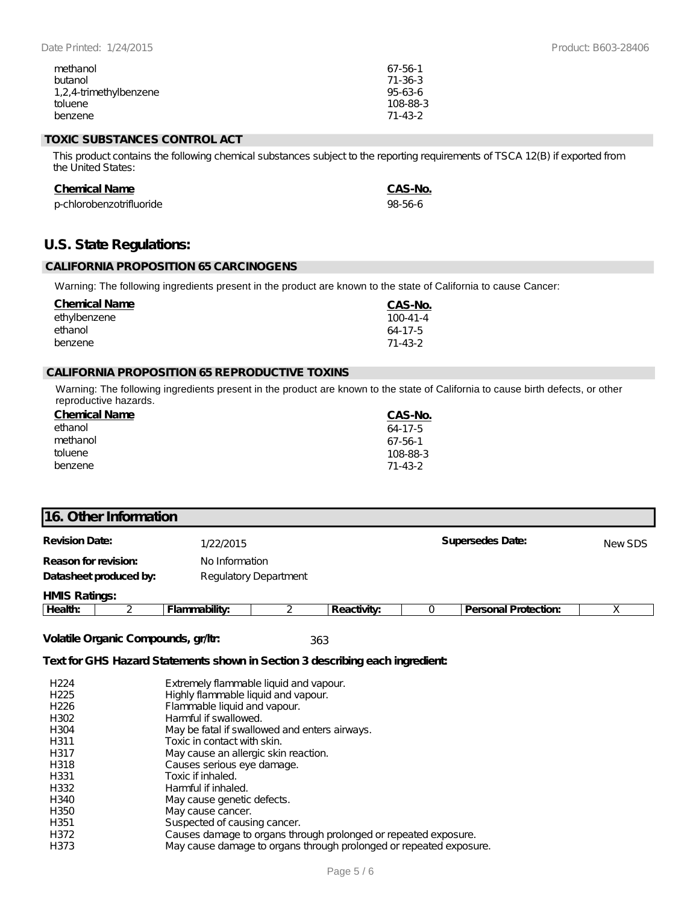| | |
|---|---|
| methanol | 67-56-1 |
| butanol | 71-36-3 |
| 1,2,4-trimethylbenzene | 95-63-6 |
| toluene | 108-88-3 |
| benzene | 71-43-2 |

### TOXIC SUBSTANCES CONTROL ACT

This product contains the following chemical substances subject to the reporting requirements of TSCA 12(B) if exported from the United States:

| Chemical Name | CAS-No. |
|---|---|
| p-chlorobenzotrifluoride | 98-56-6 |

## U.S. State Regulations:

### CALIFORNIA PROPOSITION 65 CARCINOGENS

Warning: The following ingredients present in the product are known to the state of California to cause Cancer:

| Chemical Name | CAS-No. |
|---|---|
| ethylbenzene | 100-41-4 |
| ethanol | 64-17-5 |
| benzene | 71-43-2 |

### CALIFORNIA PROPOSITION 65 REPRODUCTIVE TOXINS

Warning: The following ingredients present in the product are known to the state of California to cause birth defects, or other reproductive hazards.

| Chemical Name | CAS-No. |
|---|---|
| ethanol | 64-17-5 |
| methanol | 67-56-1 |
| toluene | 108-88-3 |
| benzene | 71-43-2 |

## 16. Other Information

**Revision Date:** 1/22/2015 **Supersedes Date:** New SDS

**Reason for revision:** No Information

**Datasheet produced by:** Regulatory Department

**HMIS Ratings:**

| Health: | 2 | Flammability: | 2 | Reactivity: | 0 | Personal Protection: | X |
|---|---|---|---|---|---|---|---|

**Volatile Organic Compounds, gr/ltr:** 363

**Text for GHS Hazard Statements shown in Section 3 describing each ingredient:**

| | |
|---|---|
| H224 | Extremely flammable liquid and vapour. |
| H225 | Highly flammable liquid and vapour. |
| H226 | Flammable liquid and vapour. |
| H302 | Harmful if swallowed. |
| H304 | May be fatal if swallowed and enters airways. |
| H311 | Toxic in contact with skin. |
| H317 | May cause an allergic skin reaction. |
| H318 | Causes serious eye damage. |
| H331 | Toxic if inhaled. |
| H332 | Harmful if inhaled. |
| H340 | May cause genetic defects. |
| H350 | May cause cancer. |
| H351 | Suspected of causing cancer. |
| H372 | Causes damage to organs through prolonged or repeated exposure. |
| H373 | May cause damage to organs through prolonged or repeated exposure. |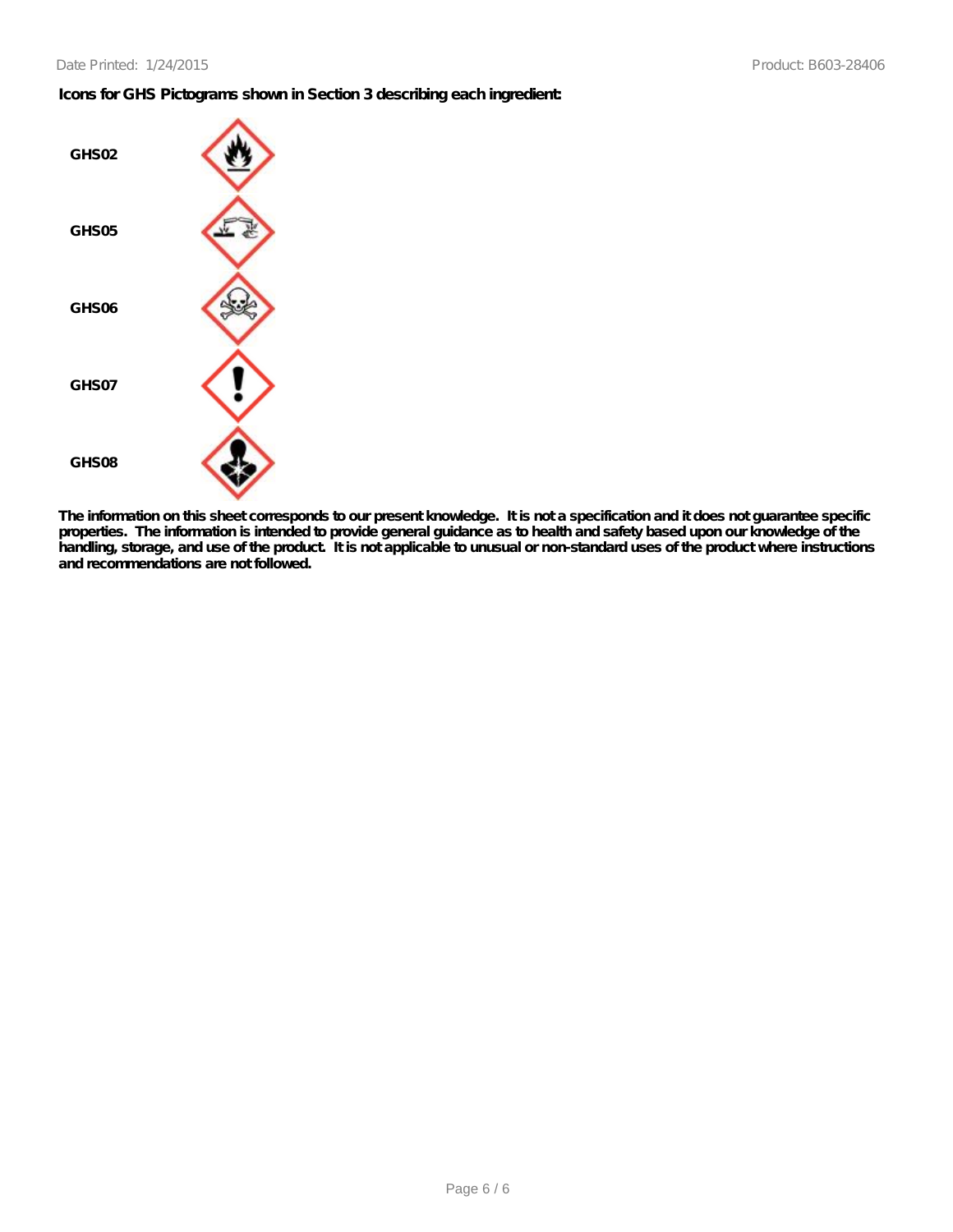**Icons for GHS Pictograms shown in Section 3 describing each ingredient:**

GHS02

GHS05

GHS06

GHS07

GHS08

**The information on this sheet corresponds to our present knowledge. It is not a specification and it does not guarantee specific properties. The information is intended to provide general guidance as to health and safety based upon our knowledge of the handling, storage, and use of the product. It is not applicable to unusual or non-standard uses of the product where instructions and recommendations are not followed.**